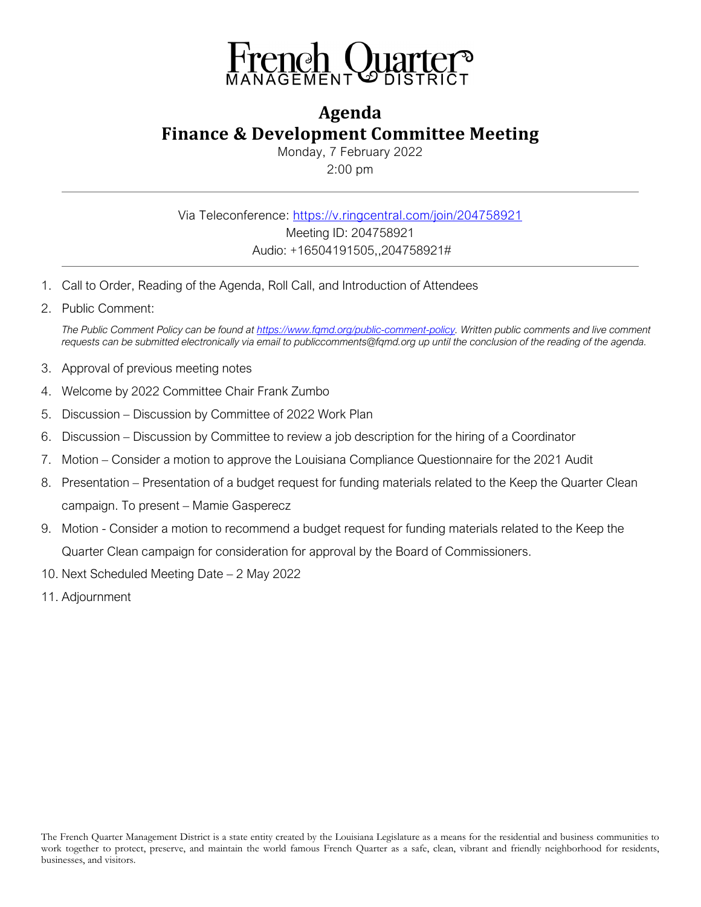French Quarter MANAGEMENT DISTRICT

# Agenda
# Finance & Development Committee Meeting

Monday, 7 February 2022
2:00 pm

---

Via Teleconference: https://v.ringcentral.com/join/204758921
Meeting ID: 204758921
Audio: +16504191505,,204758921#

---

1. Call to Order, Reading of the Agenda, Roll Call, and Introduction of Attendees
2. Public Comment:

   *The Public Comment Policy can be found at https://www.fqmd.org/public-comment-policy. Written public comments and live comment requests can be submitted electronically via email to publiccomments@fqmd.org up until the conclusion of the reading of the agenda.*

3. Approval of previous meeting notes
4. Welcome by 2022 Committee Chair Frank Zumbo
5. Discussion – Discussion by Committee of 2022 Work Plan
6. Discussion – Discussion by Committee to review a job description for the hiring of a Coordinator
7. Motion – Consider a motion to approve the Louisiana Compliance Questionnaire for the 2021 Audit
8. Presentation – Presentation of a budget request for funding materials related to the Keep the Quarter Clean campaign. To present – Mamie Gasperecz
9. Motion - Consider a motion to recommend a budget request for funding materials related to the Keep the Quarter Clean campaign for consideration for approval by the Board of Commissioners.
10. Next Scheduled Meeting Date – 2 May 2022
11. Adjournment

The French Quarter Management District is a state entity created by the Louisiana Legislature as a means for the residential and business communities to work together to protect, preserve, and maintain the world famous French Quarter as a safe, clean, vibrant and friendly neighborhood for residents, businesses, and visitors.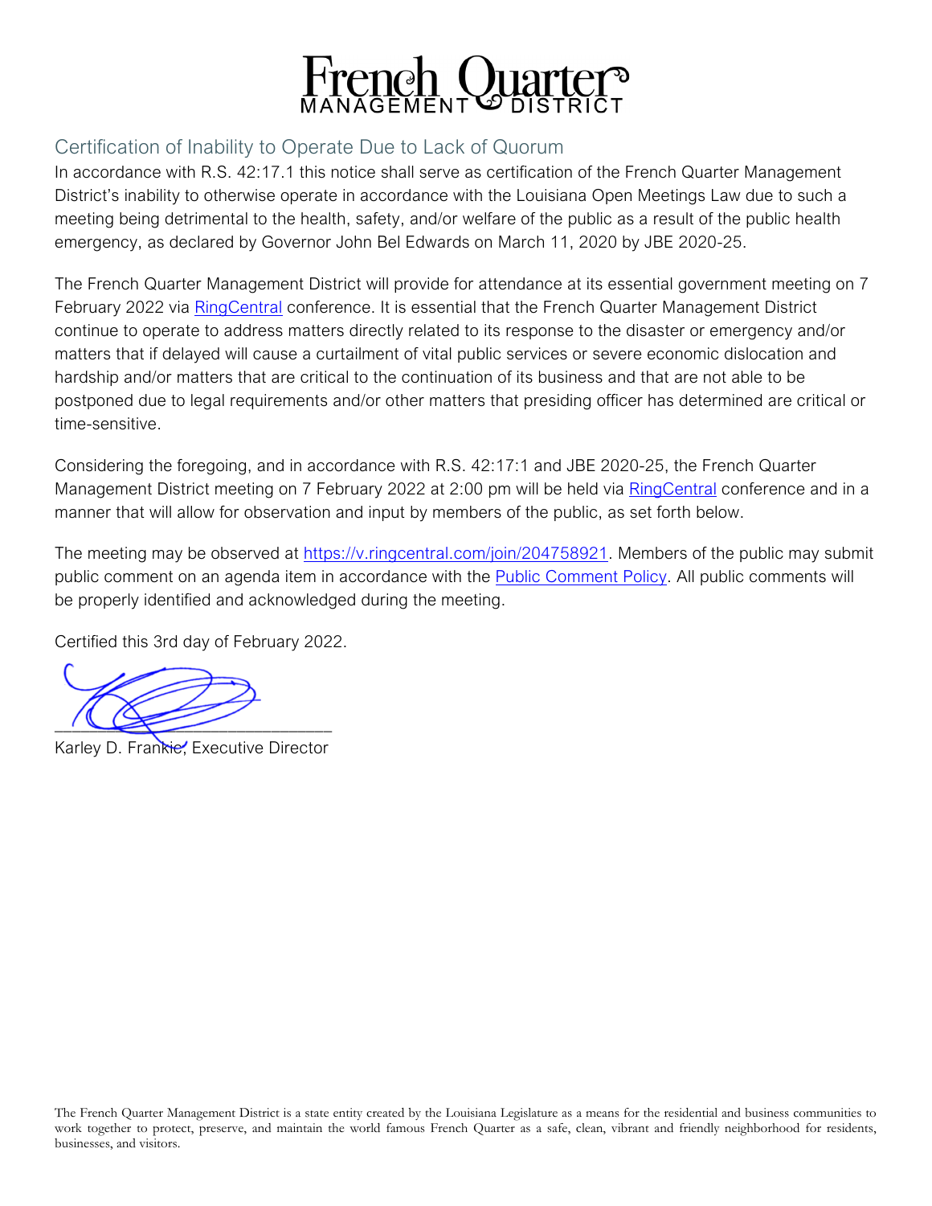# French Quarter MANAGEMENT DISTRICT

## Certification of Inability to Operate Due to Lack of Quorum

In accordance with R.S. 42:17.1 this notice shall serve as certification of the French Quarter Management District's inability to otherwise operate in accordance with the Louisiana Open Meetings Law due to such a meeting being detrimental to the health, safety, and/or welfare of the public as a result of the public health emergency, as declared by Governor John Bel Edwards on March 11, 2020 by JBE 2020-25.

The French Quarter Management District will provide for attendance at its essential government meeting on 7 February 2022 via RingCentral conference. It is essential that the French Quarter Management District continue to operate to address matters directly related to its response to the disaster or emergency and/or matters that if delayed will cause a curtailment of vital public services or severe economic dislocation and hardship and/or matters that are critical to the continuation of its business and that are not able to be postponed due to legal requirements and/or other matters that presiding officer has determined are critical or time-sensitive.

Considering the foregoing, and in accordance with R.S. 42:17:1 and JBE 2020-25, the French Quarter Management District meeting on 7 February 2022 at 2:00 pm will be held via RingCentral conference and in a manner that will allow for observation and input by members of the public, as set forth below.

The meeting may be observed at https://v.ringcentral.com/join/204758921. Members of the public may submit public comment on an agenda item in accordance with the Public Comment Policy. All public comments will be properly identified and acknowledged during the meeting.

Certified this 3rd day of February 2022.

\_\_\_\_\_\_\_\_\_\_\_\_\_\_\_\_\_\_\_\_\_\_\_\_\_\_\_\_\_\_\_\_

Karley D. Frankie, Executive Director

The French Quarter Management District is a state entity created by the Louisiana Legislature as a means for the residential and business communities to work together to protect, preserve, and maintain the world famous French Quarter as a safe, clean, vibrant and friendly neighborhood for residents, businesses, and visitors.